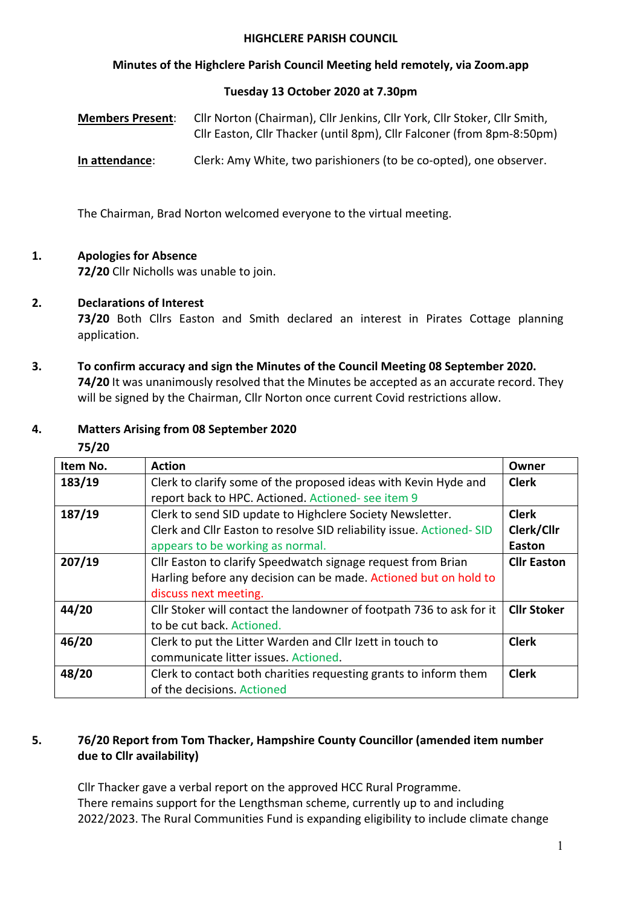# HIGHCLERE PARISH COUNCIL

## Minutes of the Highclere Parish Council Meeting held remotely, via Zoom.app

### Tuesday 13 October 2020 at 7.30pm

**Members Present**: Cllr Norton (Chairman), Cllr Jenkins, Cllr York, Cllr Stoker, Cllr Smith, Cllr Easton, Cllr Thacker (until 8pm), Cllr Falconer (from 8pm-8:50pm)

**In attendance**: Clerk: Amy White, two parishioners (to be co-opted), one observer.

The Chairman, Brad Norton welcomed everyone to the virtual meeting.

1. **Apologies for Absence**
   **72/20** Cllr Nicholls was unable to join.

2. **Declarations of Interest**
   **73/20** Both Cllrs Easton and Smith declared an interest in Pirates Cottage planning application.

3. **To confirm accuracy and sign the Minutes of the Council Meeting 08 September 2020.**
   **74/20** It was unanimously resolved that the Minutes be accepted as an accurate record. They will be signed by the Chairman, Cllr Norton once current Covid restrictions allow.

4. **Matters Arising from 08 September 2020**
   **75/20**

| Item No. | Action | Owner |
|---|---|---|
| **183/19** | Clerk to clarify some of the proposed ideas with Kevin Hyde and report back to HPC. Actioned. Actioned- see item 9 | **Clerk** |
| **187/19** | Clerk to send SID update to Highclere Society Newsletter. Clerk and Cllr Easton to resolve SID reliability issue. Actioned- SID appears to be working as normal. | **Clerk** **Clerk/Cllr Easton** |
| **207/19** | Cllr Easton to clarify Speedwatch signage request from Brian Harling before any decision can be made. Actioned but on hold to discuss next meeting. | **Cllr Easton** |
| **44/20** | Cllr Stoker will contact the landowner of footpath 736 to ask for it to be cut back. Actioned. | **Cllr Stoker** |
| **46/20** | Clerk to put the Litter Warden and Cllr Izett in touch to communicate litter issues. Actioned. | **Clerk** |
| **48/20** | Clerk to contact both charities requesting grants to inform them of the decisions. Actioned | **Clerk** |

5. **76/20 Report from Tom Thacker, Hampshire County Councillor (amended item number due to Cllr availability)**

   Cllr Thacker gave a verbal report on the approved HCC Rural Programme.
   There remains support for the Lengthsman scheme, currently up to and including 2022/2023. The Rural Communities Fund is expanding eligibility to include climate change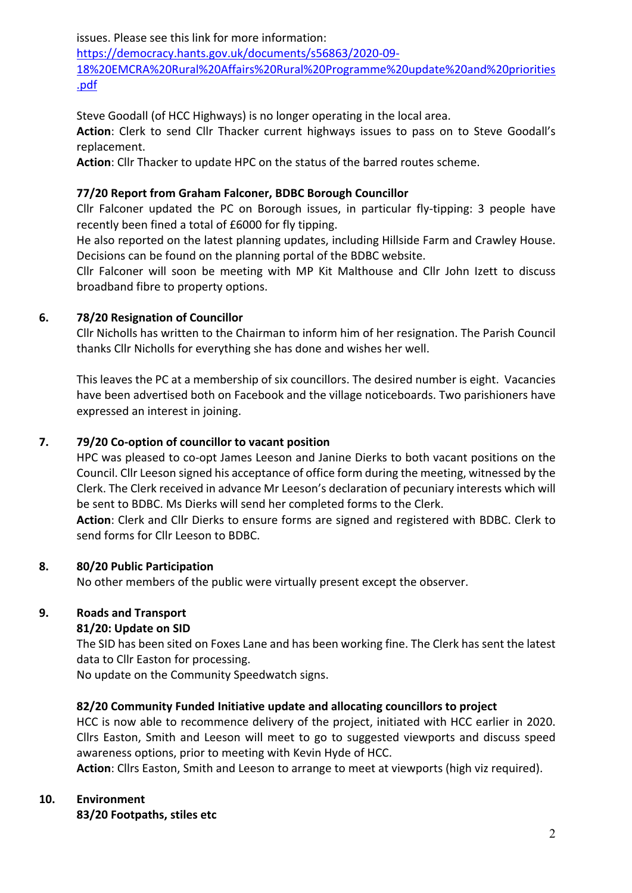issues. Please see this link for more information:
[https://democracy.hants.gov.uk/documents/s56863/2020-09-18%20EMCRA%20Rural%20Affairs%20Rural%20Programme%20update%20and%20priorities.pdf](https://democracy.hants.gov.uk/documents/s56863/2020-09-18%20EMCRA%20Rural%20Affairs%20Rural%20Programme%20update%20and%20priorities.pdf)

Steve Goodall (of HCC Highways) is no longer operating in the local area.
**Action**: Clerk to send Cllr Thacker current highways issues to pass on to Steve Goodall's replacement.
**Action**: Cllr Thacker to update HPC on the status of the barred routes scheme.

**77/20 Report from Graham Falconer, BDBC Borough Councillor**

Cllr Falconer updated the PC on Borough issues, in particular fly-tipping: 3 people have recently been fined a total of £6000 for fly tipping.
He also reported on the latest planning updates, including Hillside Farm and Crawley House. Decisions can be found on the planning portal of the BDBC website.
Cllr Falconer will soon be meeting with MP Kit Malthouse and Cllr John Izett to discuss broadband fibre to property options.

**6. 78/20 Resignation of Councillor**

Cllr Nicholls has written to the Chairman to inform him of her resignation. The Parish Council thanks Cllr Nicholls for everything she has done and wishes her well.

This leaves the PC at a membership of six councillors. The desired number is eight. Vacancies have been advertised both on Facebook and the village noticeboards. Two parishioners have expressed an interest in joining.

**7. 79/20 Co-option of councillor to vacant position**

HPC was pleased to co-opt James Leeson and Janine Dierks to both vacant positions on the Council. Cllr Leeson signed his acceptance of office form during the meeting, witnessed by the Clerk. The Clerk received in advance Mr Leeson's declaration of pecuniary interests which will be sent to BDBC. Ms Dierks will send her completed forms to the Clerk.
**Action**: Clerk and Cllr Dierks to ensure forms are signed and registered with BDBC. Clerk to send forms for Cllr Leeson to BDBC.

**8. 80/20 Public Participation**

No other members of the public were virtually present except the observer.

**9. Roads and Transport**

**81/20: Update on SID**

The SID has been sited on Foxes Lane and has been working fine. The Clerk has sent the latest data to Cllr Easton for processing.
No update on the Community Speedwatch signs.

**82/20 Community Funded Initiative update and allocating councillors to project**

HCC is now able to recommence delivery of the project, initiated with HCC earlier in 2020. Cllrs Easton, Smith and Leeson will meet to go to suggested viewports and discuss speed awareness options, prior to meeting with Kevin Hyde of HCC.
**Action**: Cllrs Easton, Smith and Leeson to arrange to meet at viewports (high viz required).

**10. Environment**

**83/20 Footpaths, stiles etc**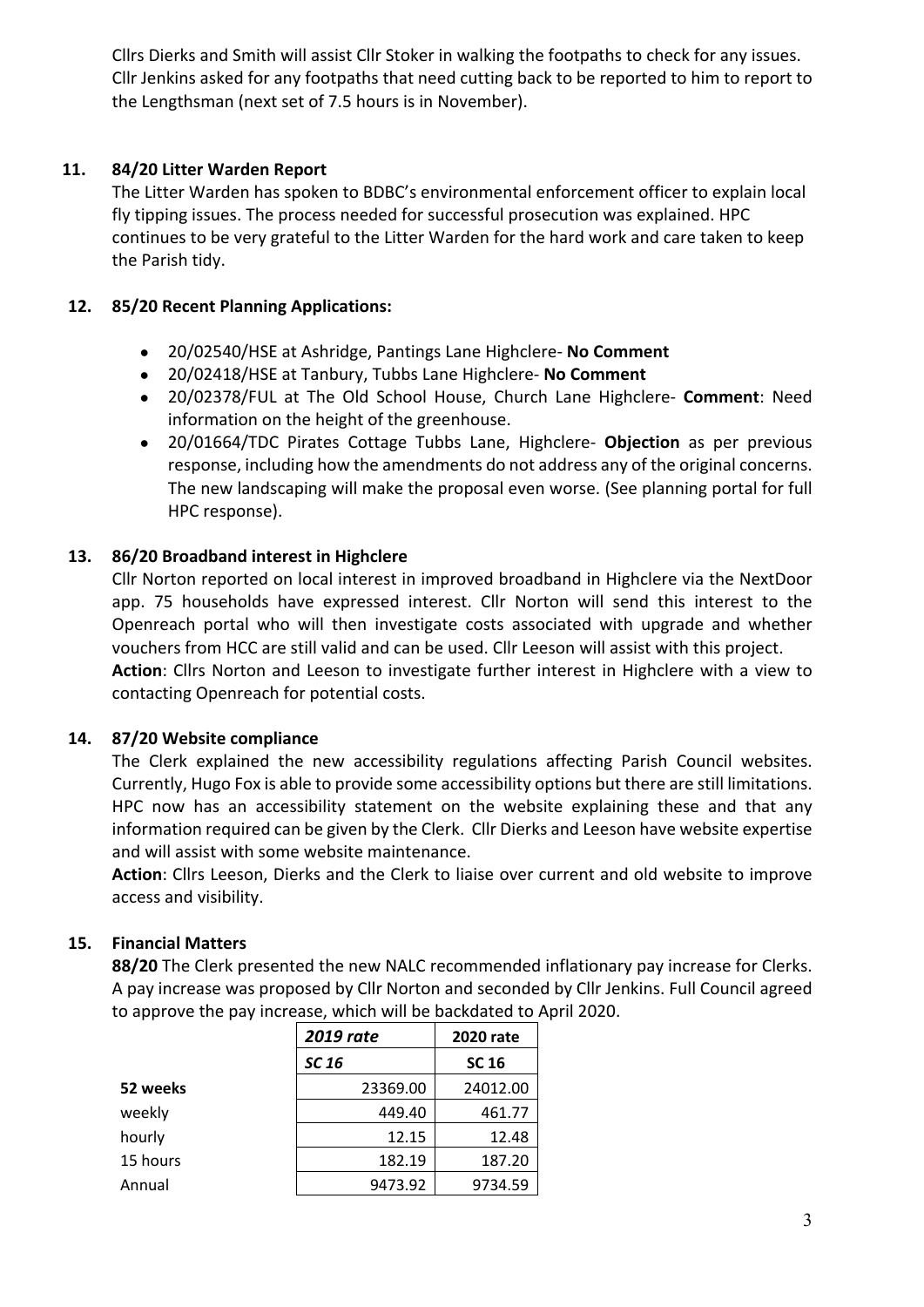Cllrs Dierks and Smith will assist Cllr Stoker in walking the footpaths to check for any issues. Cllr Jenkins asked for any footpaths that need cutting back to be reported to him to report to the Lengthsman (next set of 7.5 hours is in November).

### 11. 84/20 Litter Warden Report

The Litter Warden has spoken to BDBC's environmental enforcement officer to explain local fly tipping issues. The process needed for successful prosecution was explained. HPC continues to be very grateful to the Litter Warden for the hard work and care taken to keep the Parish tidy.

### 12. 85/20 Recent Planning Applications:

- 20/02540/HSE at Ashridge, Pantings Lane Highclere- **No Comment**
- 20/02418/HSE at Tanbury, Tubbs Lane Highclere- **No Comment**
- 20/02378/FUL at The Old School House, Church Lane Highclere- **Comment**: Need information on the height of the greenhouse.
- 20/01664/TDC Pirates Cottage Tubbs Lane, Highclere- **Objection** as per previous response, including how the amendments do not address any of the original concerns. The new landscaping will make the proposal even worse. (See planning portal for full HPC response).

### 13. 86/20 Broadband interest in Highclere

Cllr Norton reported on local interest in improved broadband in Highclere via the NextDoor app. 75 households have expressed interest. Cllr Norton will send this interest to the Openreach portal who will then investigate costs associated with upgrade and whether vouchers from HCC are still valid and can be used. Cllr Leeson will assist with this project.

**Action**: Cllrs Norton and Leeson to investigate further interest in Highclere with a view to contacting Openreach for potential costs.

### 14. 87/20 Website compliance

The Clerk explained the new accessibility regulations affecting Parish Council websites. Currently, Hugo Fox is able to provide some accessibility options but there are still limitations. HPC now has an accessibility statement on the website explaining these and that any information required can be given by the Clerk. Cllr Dierks and Leeson have website expertise and will assist with some website maintenance.

**Action**: Cllrs Leeson, Dierks and the Clerk to liaise over current and old website to improve access and visibility.

### 15. Financial Matters

**88/20** The Clerk presented the new NALC recommended inflationary pay increase for Clerks. A pay increase was proposed by Cllr Norton and seconded by Cllr Jenkins. Full Council agreed to approve the pay increase, which will be backdated to April 2020.

| | ***2019 rate*** | **2020 rate** |
|---|---|---|
| | ***SC 16*** | **SC 16** |
| **52 weeks** | 23369.00 | 24012.00 |
| weekly | 449.40 | 461.77 |
| hourly | 12.15 | 12.48 |
| 15 hours | 182.19 | 187.20 |
| Annual | 9473.92 | 9734.59 |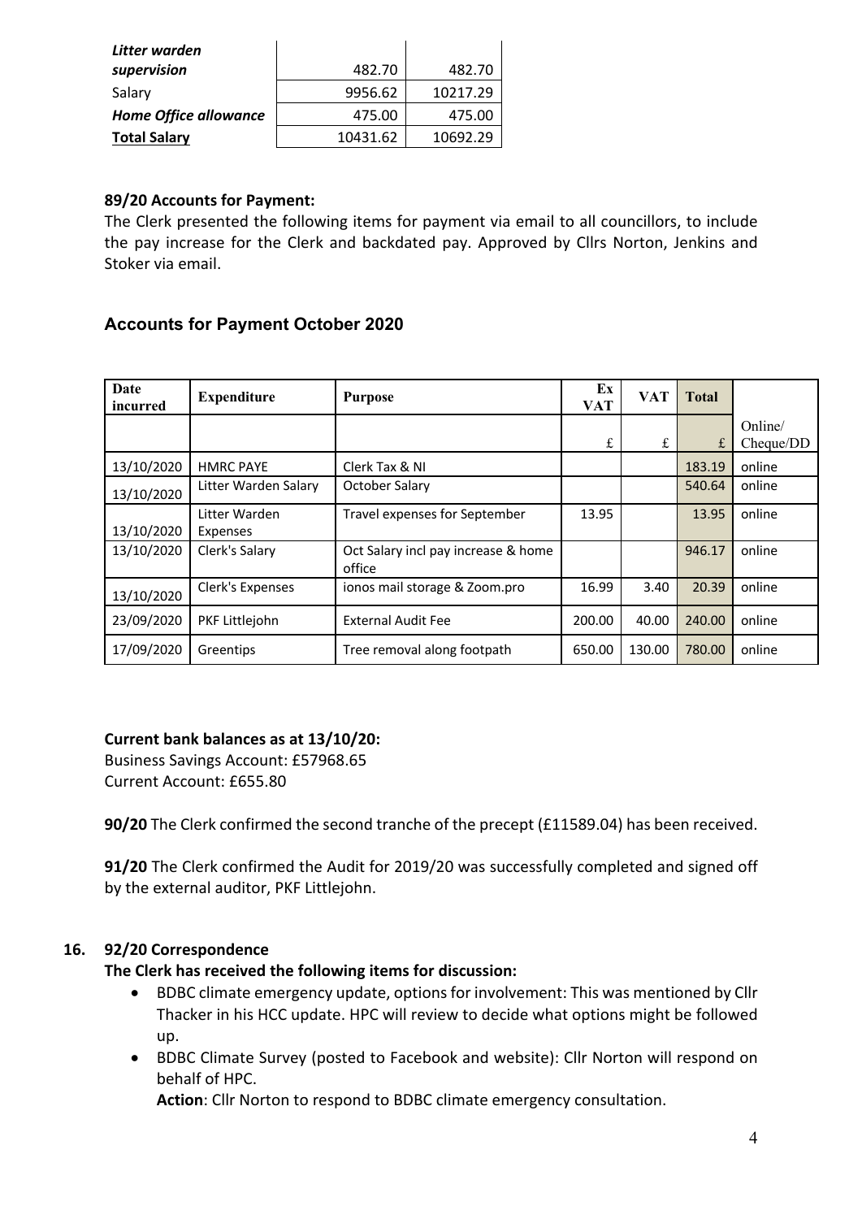| | | |
|---|---|---|
| ***Litter warden supervision*** | 482.70 | 482.70 |
| Salary | 9956.62 | 10217.29 |
| ***Home Office allowance*** | 475.00 | 475.00 |
| **Total Salary** | 10431.62 | 10692.29 |

**89/20 Accounts for Payment:**

The Clerk presented the following items for payment via email to all councillors, to include the pay increase for the Clerk and backdated pay. Approved by Cllrs Norton, Jenkins and Stoker via email.

## Accounts for Payment October 2020

| Date incurred | Expenditure | Purpose | Ex VAT | VAT | Total | |
|---|---|---|---|---|---|---|
| | | | £ | £ | £ | Online/ Cheque/DD |
| 13/10/2020 | HMRC PAYE | Clerk Tax & NI | | | 183.19 | online |
| 13/10/2020 | Litter Warden Salary | October Salary | | | 540.64 | online |
| 13/10/2020 | Litter Warden Expenses | Travel expenses for September | 13.95 | | 13.95 | online |
| 13/10/2020 | Clerk's Salary | Oct Salary incl pay increase & home office | | | 946.17 | online |
| 13/10/2020 | Clerk's Expenses | ionos mail storage & Zoom.pro | 16.99 | 3.40 | 20.39 | online |
| 23/09/2020 | PKF Littlejohn | External Audit Fee | 200.00 | 40.00 | 240.00 | online |
| 17/09/2020 | Greentips | Tree removal along footpath | 650.00 | 130.00 | 780.00 | online |

**Current bank balances as at 13/10/20:**

Business Savings Account: £57968.65
Current Account: £655.80

**90/20** The Clerk confirmed the second tranche of the precept (£11589.04) has been received.

**91/20** The Clerk confirmed the Audit for 2019/20 was successfully completed and signed off by the external auditor, PKF Littlejohn.

**16. 92/20 Correspondence**

**The Clerk has received the following items for discussion:**

- BDBC climate emergency update, options for involvement: This was mentioned by Cllr Thacker in his HCC update. HPC will review to decide what options might be followed up.
- BDBC Climate Survey (posted to Facebook and website): Cllr Norton will respond on behalf of HPC.
  **Action**: Cllr Norton to respond to BDBC climate emergency consultation.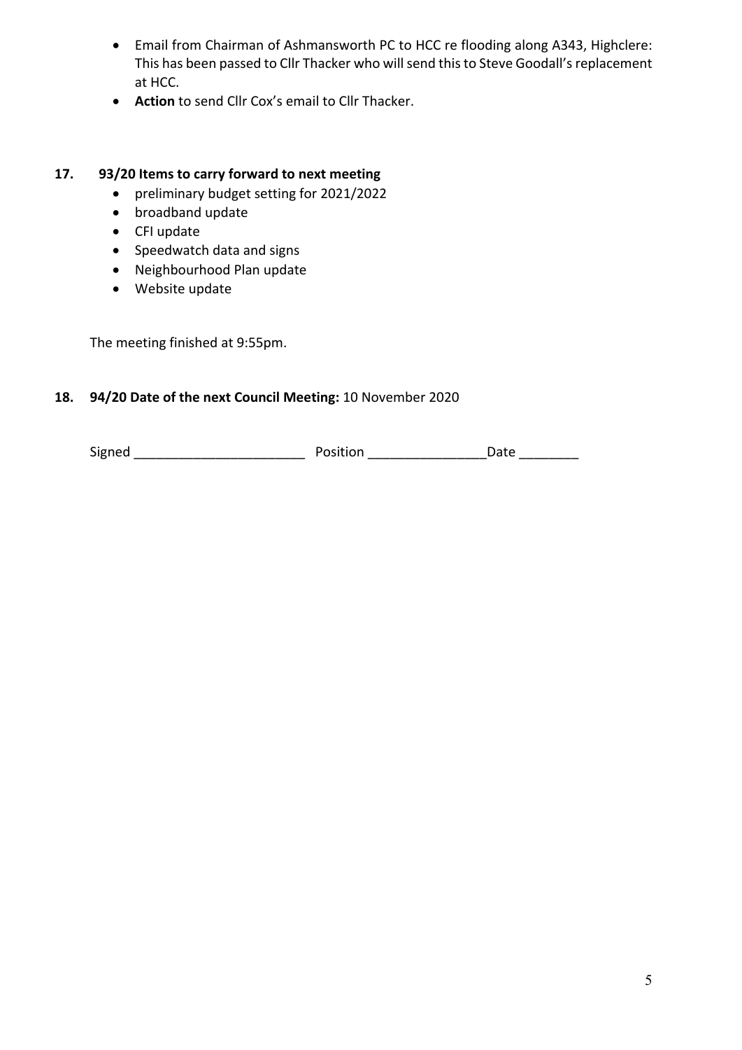- Email from Chairman of Ashmansworth PC to HCC re flooding along A343, Highclere: This has been passed to Cllr Thacker who will send this to Steve Goodall's replacement at HCC.
- **Action** to send Cllr Cox's email to Cllr Thacker.

**17. 93/20 Items to carry forward to next meeting**

- preliminary budget setting for 2021/2022
- broadband update
- CFI update
- Speedwatch data and signs
- Neighbourhood Plan update
- Website update

The meeting finished at 9:55pm.

**18. 94/20 Date of the next Council Meeting:** 10 November 2020

Signed ______________________ Position _______________Date ________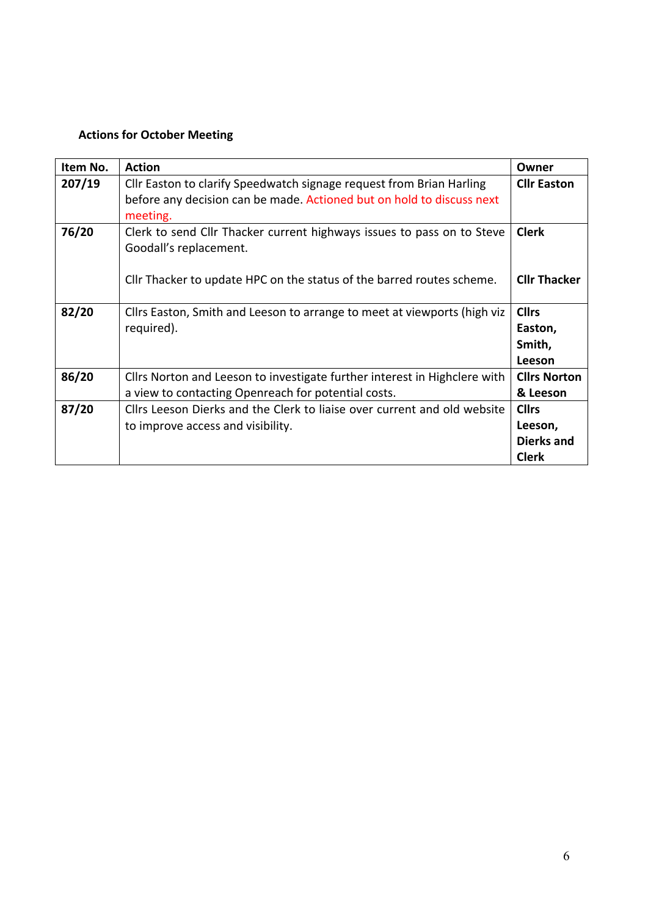**Actions for October Meeting**

| Item No. | Action | Owner |
|---|---|---|
| **207/19** | Cllr Easton to clarify Speedwatch signage request from Brian Harling before any decision can be made. Actioned but on hold to discuss next meeting. | **Cllr Easton** |
| **76/20** | Clerk to send Cllr Thacker current highways issues to pass on to Steve Goodall's replacement.<br><br>Cllr Thacker to update HPC on the status of the barred routes scheme. | **Clerk**<br><br>**Cllr Thacker** |
| **82/20** | Cllrs Easton, Smith and Leeson to arrange to meet at viewports (high viz required). | **Cllrs Easton, Smith, Leeson** |
| **86/20** | Cllrs Norton and Leeson to investigate further interest in Highclere with a view to contacting Openreach for potential costs. | **Cllrs Norton & Leeson** |
| **87/20** | Cllrs Leeson Dierks and the Clerk to liaise over current and old website to improve access and visibility. | **Cllrs Leeson, Dierks and Clerk** |